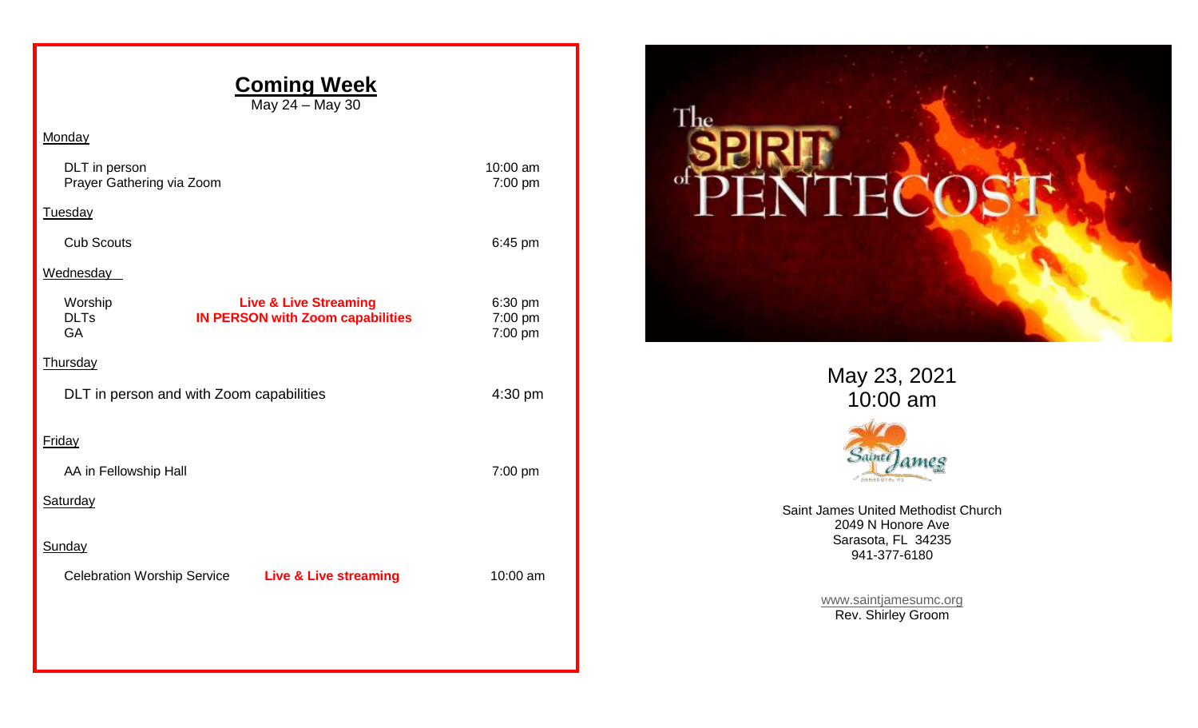## Coming Week

May 24 – May 30

**Monday**

| | | |
|---|---|---|
| DLT in person | | 10:00 am |
| Prayer Gathering via Zoom | | 7:00 pm |

**Tuesday**

| | | |
|---|---|---|
| Cub Scouts | | 6:45 pm |

**Wednesday**

| | | |
|---|---|---|
| Worship | **Live & Live Streaming** | 6:30 pm |
| DLTs | **IN PERSON with Zoom capabilities** | 7:00 pm |
| GA | | 7:00 pm |

**Thursday**

| | | |
|---|---|---|
| DLT in person and with Zoom capabilities | | 4:30 pm |

**Friday**

| | | |
|---|---|---|
| AA in Fellowship Hall | | 7:00 pm |

**Saturday**

**Sunday**

| | | |
|---|---|---|
| Celebration Worship Service | **Live & Live streaming** | 10:00 am |

The SPIRIT of PENTECOST

May 23, 2021
10:00 am

Saint James United Methodist Church
2049 N Honore Ave
Sarasota, FL 34235
941-377-6180

www.saintjamesumc.org
Rev. Shirley Groom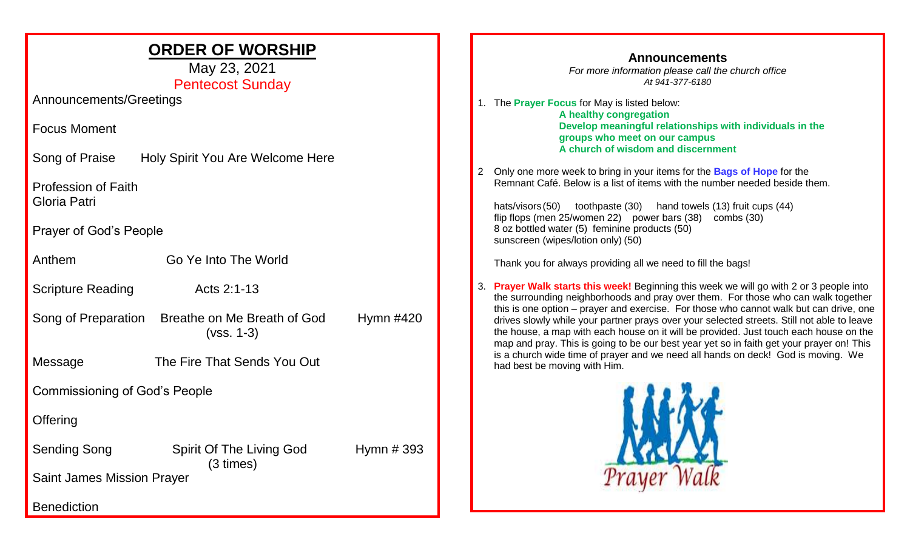# ORDER OF WORSHIP

May 23, 2021

Pentecost Sunday

Announcements/Greetings

Focus Moment

Song of Praise Holy Spirit You Are Welcome Here

Profession of Faith
Gloria Patri

Prayer of God's People

Anthem Go Ye Into The World

Scripture Reading Acts 2:1-13

Song of Preparation Breathe on Me Breath of God (vss. 1-3) Hymn #420

Message The Fire That Sends You Out

Commissioning of God's People

Offering

Sending Song Spirit Of The Living God (3 times) Hymn # 393

Saint James Mission Prayer

Benediction

## Announcements

*For more information please call the church office*
*At 941-377-6180*

1. The **Prayer Focus** for May is listed below:
   **A healthy congregation**
   **Develop meaningful relationships with individuals in the groups who meet on our campus**
   **A church of wisdom and discernment**

2. Only one more week to bring in your items for the **Bags of Hope** for the Remnant Café. Below is a list of items with the number needed beside them.

   hats/visors (50) toothpaste (30) hand towels (13) fruit cups (44)
   flip flops (men 25/women 22) power bars (38) combs (30)
   8 oz bottled water (5) feminine products (50)
   sunscreen (wipes/lotion only) (50)

   Thank you for always providing all we need to fill the bags!

3. **Prayer Walk starts this week!** Beginning this week we will go with 2 or 3 people into the surrounding neighborhoods and pray over them. For those who can walk together this is one option – prayer and exercise. For those who cannot walk but can drive, one drives slowly while your partner prays over your selected streets. Still not able to leave the house, a map with each house on it will be provided. Just touch each house on the map and pray. This is going to be our best year yet so in faith get your prayer on! This is a church wide time of prayer and we need all hands on deck! God is moving. We had best be moving with Him.

Prayer Walk